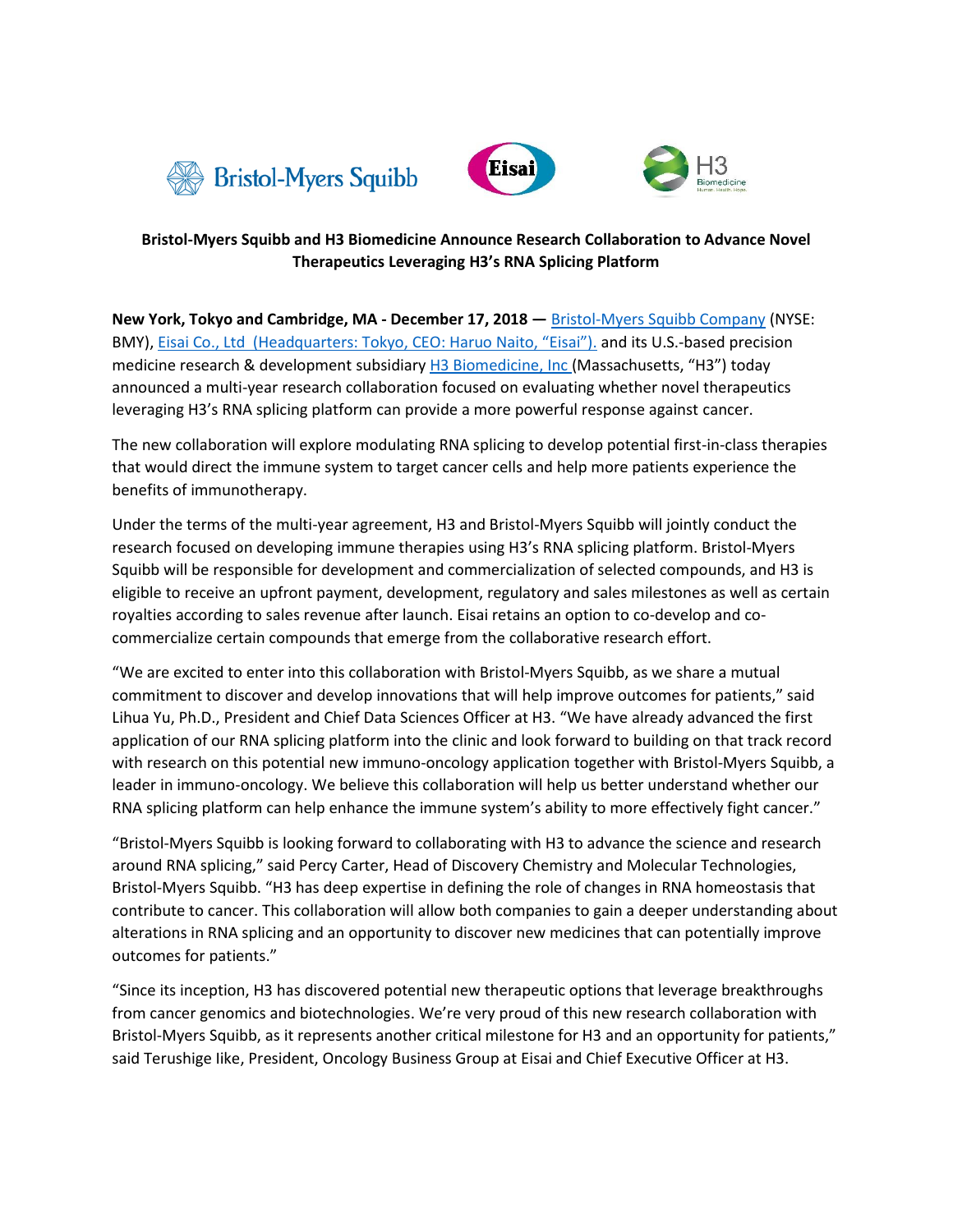# Bristol-Myers Squibb and H3 Biomedicine Announce Research Collaboration to Advance Novel Therapeutics Leveraging H3's RNA Splicing Platform

**New York, Tokyo and Cambridge, MA - December 17, 2018 —** Bristol-Myers Squibb Company (NYSE: BMY), Eisai Co., Ltd (Headquarters: Tokyo, CEO: Haruo Naito, "Eisai"). and its U.S.-based precision medicine research & development subsidiary H3 Biomedicine, Inc (Massachusetts, "H3") today announced a multi-year research collaboration focused on evaluating whether novel therapeutics leveraging H3's RNA splicing platform can provide a more powerful response against cancer.

The new collaboration will explore modulating RNA splicing to develop potential first-in-class therapies that would direct the immune system to target cancer cells and help more patients experience the benefits of immunotherapy.

Under the terms of the multi-year agreement, H3 and Bristol-Myers Squibb will jointly conduct the research focused on developing immune therapies using H3's RNA splicing platform. Bristol-Myers Squibb will be responsible for development and commercialization of selected compounds, and H3 is eligible to receive an upfront payment, development, regulatory and sales milestones as well as certain royalties according to sales revenue after launch. Eisai retains an option to co-develop and co-commercialize certain compounds that emerge from the collaborative research effort.

"We are excited to enter into this collaboration with Bristol-Myers Squibb, as we share a mutual commitment to discover and develop innovations that will help improve outcomes for patients," said Lihua Yu, Ph.D., President and Chief Data Sciences Officer at H3. "We have already advanced the first application of our RNA splicing platform into the clinic and look forward to building on that track record with research on this potential new immuno-oncology application together with Bristol-Myers Squibb, a leader in immuno-oncology. We believe this collaboration will help us better understand whether our RNA splicing platform can help enhance the immune system's ability to more effectively fight cancer."

"Bristol-Myers Squibb is looking forward to collaborating with H3 to advance the science and research around RNA splicing," said Percy Carter, Head of Discovery Chemistry and Molecular Technologies, Bristol-Myers Squibb. "H3 has deep expertise in defining the role of changes in RNA homeostasis that contribute to cancer. This collaboration will allow both companies to gain a deeper understanding about alterations in RNA splicing and an opportunity to discover new medicines that can potentially improve outcomes for patients."

"Since its inception, H3 has discovered potential new therapeutic options that leverage breakthroughs from cancer genomics and biotechnologies. We're very proud of this new research collaboration with Bristol-Myers Squibb, as it represents another critical milestone for H3 and an opportunity for patients," said Terushige Iike, President, Oncology Business Group at Eisai and Chief Executive Officer at H3.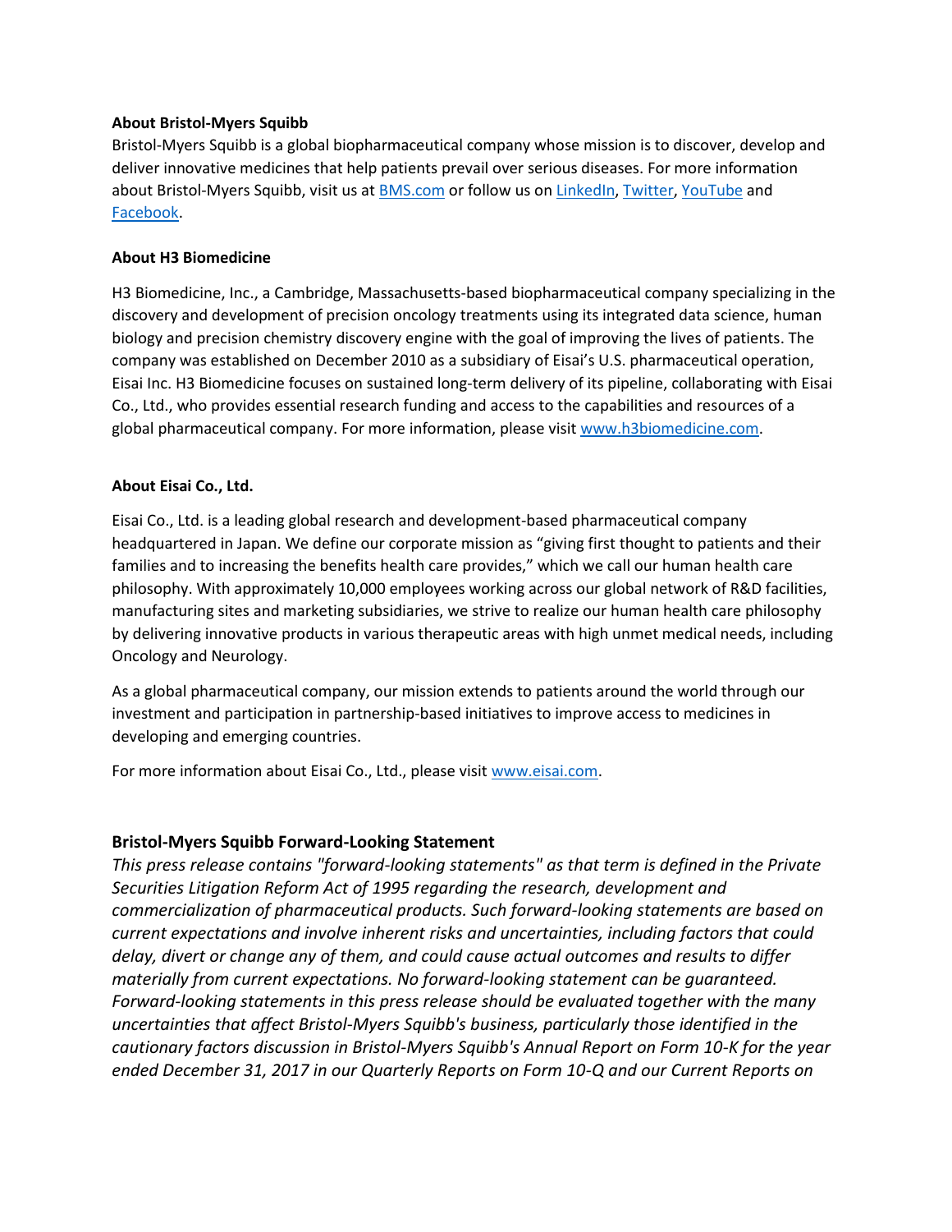**About Bristol-Myers Squibb**

Bristol-Myers Squibb is a global biopharmaceutical company whose mission is to discover, develop and deliver innovative medicines that help patients prevail over serious diseases. For more information about Bristol-Myers Squibb, visit us at BMS.com or follow us on LinkedIn, Twitter, YouTube and Facebook.

**About H3 Biomedicine**

H3 Biomedicine, Inc., a Cambridge, Massachusetts-based biopharmaceutical company specializing in the discovery and development of precision oncology treatments using its integrated data science, human biology and precision chemistry discovery engine with the goal of improving the lives of patients. The company was established on December 2010 as a subsidiary of Eisai's U.S. pharmaceutical operation, Eisai Inc. H3 Biomedicine focuses on sustained long-term delivery of its pipeline, collaborating with Eisai Co., Ltd., who provides essential research funding and access to the capabilities and resources of a global pharmaceutical company. For more information, please visit www.h3biomedicine.com.

**About Eisai Co., Ltd.**

Eisai Co., Ltd. is a leading global research and development-based pharmaceutical company headquartered in Japan. We define our corporate mission as "giving first thought to patients and their families and to increasing the benefits health care provides," which we call our human health care philosophy. With approximately 10,000 employees working across our global network of R&D facilities, manufacturing sites and marketing subsidiaries, we strive to realize our human health care philosophy by delivering innovative products in various therapeutic areas with high unmet medical needs, including Oncology and Neurology.

As a global pharmaceutical company, our mission extends to patients around the world through our investment and participation in partnership-based initiatives to improve access to medicines in developing and emerging countries.

For more information about Eisai Co., Ltd., please visit www.eisai.com.

## Bristol-Myers Squibb Forward-Looking Statement

*This press release contains "forward-looking statements" as that term is defined in the Private Securities Litigation Reform Act of 1995 regarding the research, development and commercialization of pharmaceutical products. Such forward-looking statements are based on current expectations and involve inherent risks and uncertainties, including factors that could delay, divert or change any of them, and could cause actual outcomes and results to differ materially from current expectations. No forward-looking statement can be guaranteed. Forward-looking statements in this press release should be evaluated together with the many uncertainties that affect Bristol-Myers Squibb's business, particularly those identified in the cautionary factors discussion in Bristol-Myers Squibb's Annual Report on Form 10-K for the year ended December 31, 2017 in our Quarterly Reports on Form 10-Q and our Current Reports on*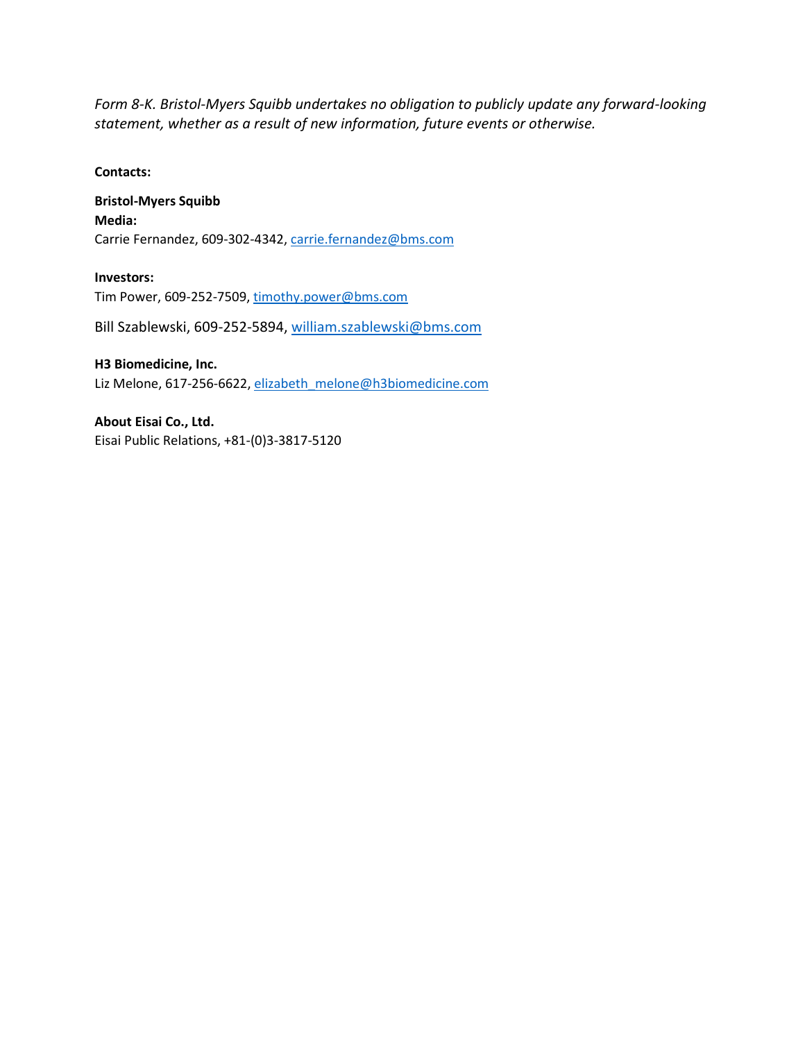*Form 8-K. Bristol-Myers Squibb undertakes no obligation to publicly update any forward-looking statement, whether as a result of new information, future events or otherwise.*

**Contacts:**

**Bristol-Myers Squibb**
**Media:**
Carrie Fernandez, 609-302-4342, carrie.fernandez@bms.com

**Investors:**
Tim Power, 609-252-7509, timothy.power@bms.com

Bill Szablewski, 609-252-5894, william.szablewski@bms.com

**H3 Biomedicine, Inc.**
Liz Melone, 617-256-6622, elizabeth_melone@h3biomedicine.com

**About Eisai Co., Ltd.**
Eisai Public Relations, +81-(0)3-3817-5120